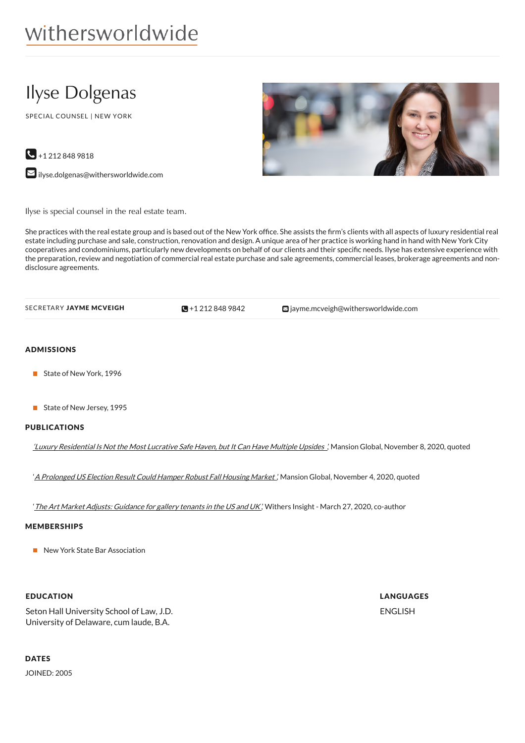withersworldwide

# Ilyse Dolgenas

SPECIAL COUNSEL | NEW YORK

+1 212 848 9818

ilyse.dolgenas@withersworldwide.com

Ilyse is special counsel in the real estate team.

She practices with the real estate group and is based out of the New York office. She assists the firm's clients with all aspects of luxury residential real estate including purchase and sale, construction, renovation and design. A unique area of her practice is working hand in hand with New York City cooperatives and condominiums, particularly new developments on behalf of our clients and their specific needs. Ilyse has extensive experience with the preparation, review and negotiation of commercial real estate purchase and sale agreements, commercial leases, brokerage agreements and non-disclosure agreements.

SECRETARY **JAYME MCVEIGH** +1 212 848 9842 jayme.mcveigh@withersworldwide.com

## ADMISSIONS

- State of New York, 1996
- State of New Jersey, 1995

## PUBLICATIONS

*'Luxury Residential Is Not the Most Lucrative Safe Haven, but It Can Have Multiple Upsides'*, Mansion Global, November 8, 2020, quoted

'*A Prolonged US Election Result Could Hamper Robust Fall Housing Market*', Mansion Global, November 4, 2020, quoted

'*The Art Market Adjusts: Guidance for gallery tenants in the US and UK*', Withers Insight - March 27, 2020, co-author

## MEMBERSHIPS

- New York State Bar Association

## EDUCATION

Seton Hall University School of Law, J.D.
University of Delaware, cum laude, B.A.

## LANGUAGES

ENGLISH

## DATES

JOINED: 2005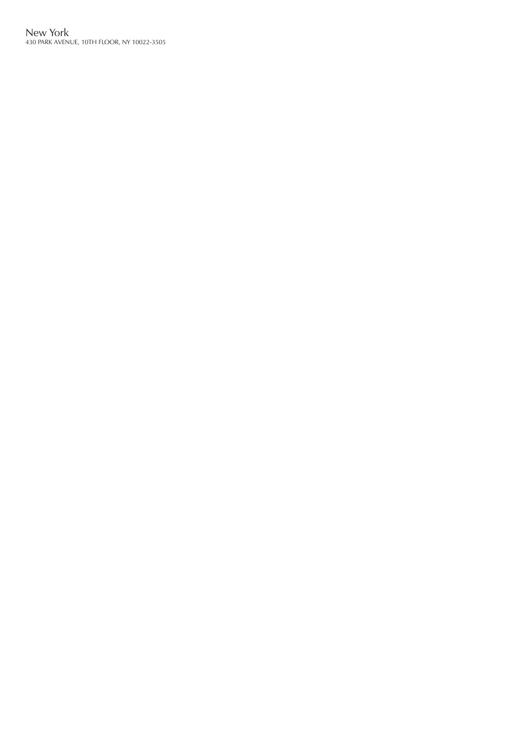New York

430 PARK AVENUE, 10TH FLOOR, NY 10022-3505